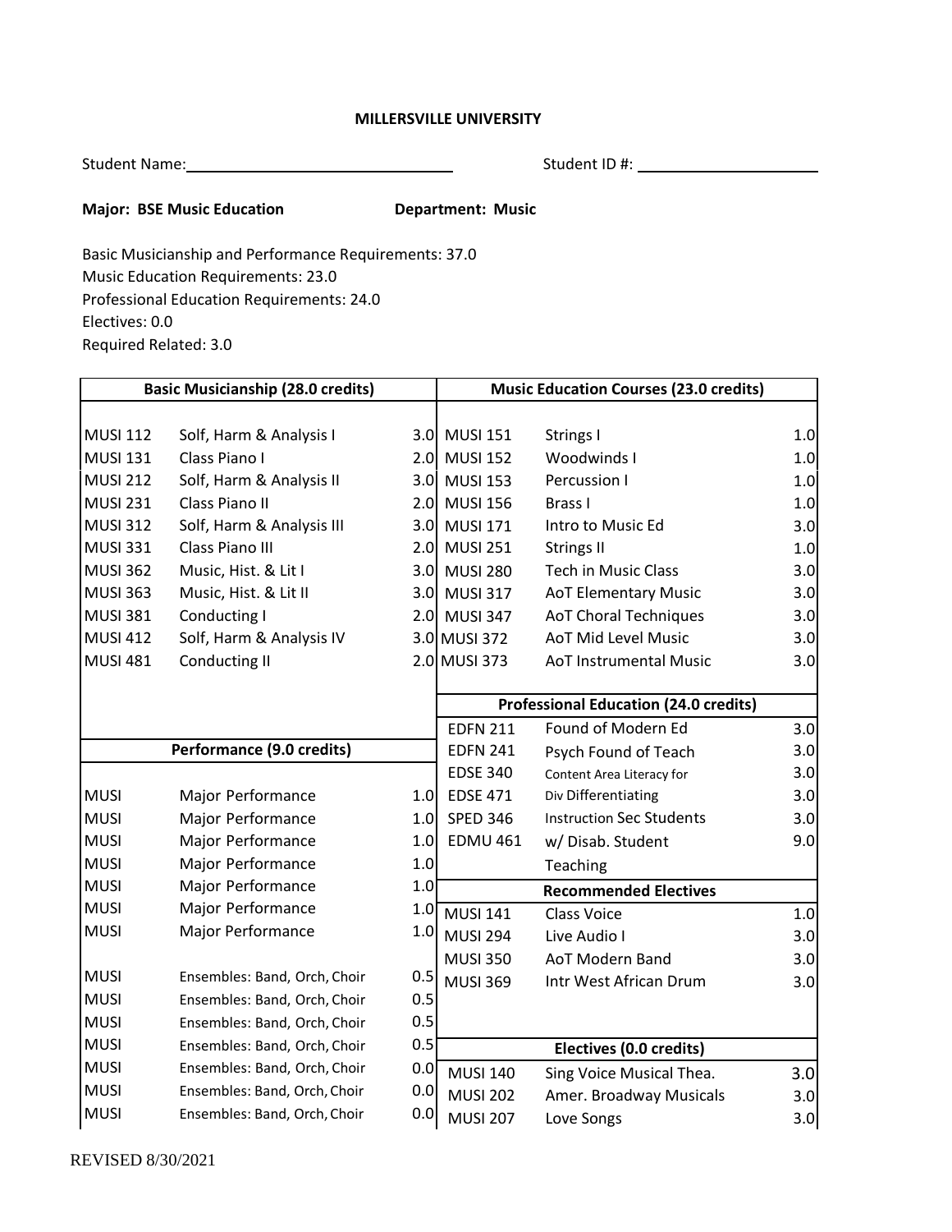**MILLERSVILLE UNIVERSITY**

Student Name:\_\_\_\_\_\_\_\_\_\_\_\_\_\_\_\_\_\_\_\_\_\_\_\_\_\_\_\_\_\_ Student ID #: \_\_\_\_\_\_\_\_\_\_\_\_\_\_\_\_\_\_\_\_

**Major: BSE Music Education** **Department: Music**

Basic Musicianship and Performance Requirements: 37.0
Music Education Requirements: 23.0
Professional Education Requirements: 24.0
Electives: 0.0
Required Related: 3.0

| Basic Musicianship (28.0 credits) | | |
|---|---|---|
| MUSI 112 | Solf, Harm & Analysis I | 3.0 |
| MUSI 131 | Class Piano I | 2.0 |
| MUSI 212 | Solf, Harm & Analysis II | 3.0 |
| MUSI 231 | Class Piano II | 2.0 |
| MUSI 312 | Solf, Harm & Analysis III | 3.0 |
| MUSI 331 | Class Piano III | 2.0 |
| MUSI 362 | Music, Hist. & Lit I | 3.0 |
| MUSI 363 | Music, Hist. & Lit II | 3.0 |
| MUSI 381 | Conducting I | 2.0 |
| MUSI 412 | Solf, Harm & Analysis IV | 3.0 |
| MUSI 481 | Conducting II | 2.0 |

| Performance (9.0 credits) | | |
|---|---|---|
| MUSI | Major Performance | 1.0 |
| MUSI | Major Performance | 1.0 |
| MUSI | Major Performance | 1.0 |
| MUSI | Major Performance | 1.0 |
| MUSI | Major Performance | 1.0 |
| MUSI | Major Performance | 1.0 |
| MUSI | Major Performance | 1.0 |
| MUSI | Ensembles: Band, Orch, Choir | 0.5 |
| MUSI | Ensembles: Band, Orch, Choir | 0.5 |
| MUSI | Ensembles: Band, Orch, Choir | 0.5 |
| MUSI | Ensembles: Band, Orch, Choir | 0.5 |
| MUSI | Ensembles: Band, Orch, Choir | 0.0 |
| MUSI | Ensembles: Band, Orch, Choir | 0.0 |
| MUSI | Ensembles: Band, Orch, Choir | 0.0 |

| Music Education Courses (23.0 credits) | | |
|---|---|---|
| MUSI 151 | Strings I | 1.0 |
| MUSI 152 | Woodwinds I | 1.0 |
| MUSI 153 | Percussion I | 1.0 |
| MUSI 156 | Brass I | 1.0 |
| MUSI 171 | Intro to Music Ed | 3.0 |
| MUSI 251 | Strings II | 1.0 |
| MUSI 280 | Tech in Music Class | 3.0 |
| MUSI 317 | AoT Elementary Music | 3.0 |
| MUSI 347 | AoT Choral Techniques | 3.0 |
| MUSI 372 | AoT Mid Level Music | 3.0 |
| MUSI 373 | AoT Instrumental Music | 3.0 |

| Professional Education (24.0 credits) | | |
|---|---|---|
| EDFN 211 | Found of Modern Ed | 3.0 |
| EDFN 241 | Psych Found of Teach | 3.0 |
| EDSE 340 | Content Area Literacy for Div | 3.0 |
| EDSE 471 | Differentiating Instruction Sec Students | 3.0 |
| SPED 346 | w/ Disab. Student | 3.0 |
| EDMU 461 | Teaching | 9.0 |

| Recommended Electives | | |
|---|---|---|
| MUSI 141 | Class Voice | 1.0 |
| MUSI 294 | Live Audio I | 3.0 |
| MUSI 350 | AoT Modern Band | 3.0 |
| MUSI 369 | Intr West African Drum | 3.0 |

| Electives (0.0 credits) | | |
|---|---|---|
| MUSI 140 | Sing Voice Musical Thea. | 3.0 |
| MUSI 202 | Amer. Broadway Musicals | 3.0 |
| MUSI 207 | Love Songs | 3.0 |

REVISED 8/30/2021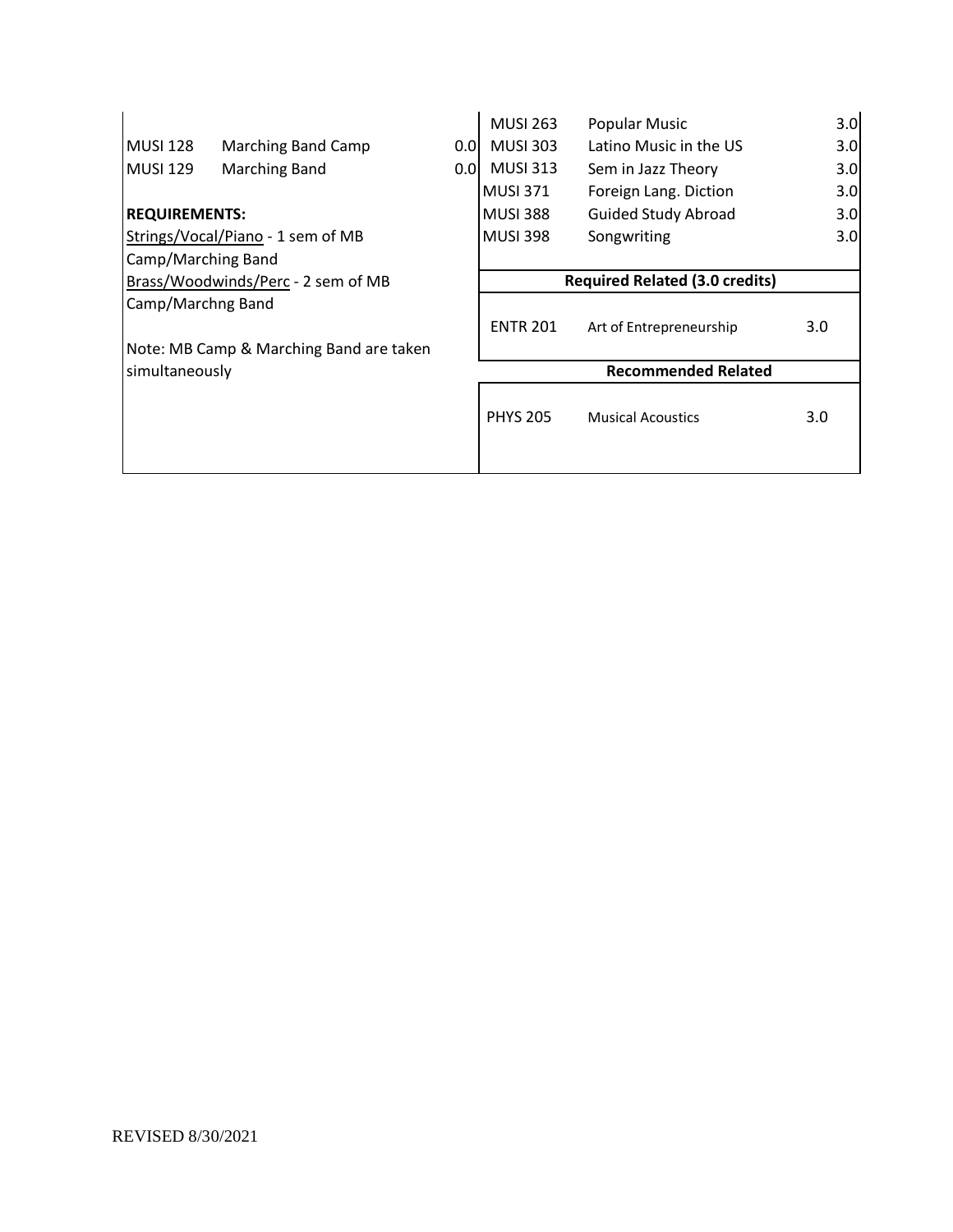| | | | | | |
|---|---|---|---|---|---|
| | | | MUSI 263 | Popular Music | 3.0 |
| MUSI 128 | Marching Band Camp | 0.0 | MUSI 303 | Latino Music in the US | 3.0 |
| MUSI 129 | Marching Band | 0.0 | MUSI 313 | Sem in Jazz Theory | 3.0 |
| | | | MUSI 371 | Foreign Lang. Diction | 3.0 |
| **REQUIREMENTS:** | | | MUSI 388 | Guided Study Abroad | 3.0 |
| Strings/Vocal/Piano - 1 sem of MB Camp/Marching Band | | | MUSI 398 | Songwriting | 3.0 |
| Brass/Woodwinds/Perc - 2 sem of MB Camp/Marchng Band | | | **Required Related (3.0 credits)** | | |
| Note: MB Camp & Marching Band are taken simultaneously | | | ENTR 201 | Art of Entrepreneurship | 3.0 |
| | | | **Recommended Related** | | |
| | | | PHYS 205 | Musical Acoustics | 3.0 |

REVISED 8/30/2021